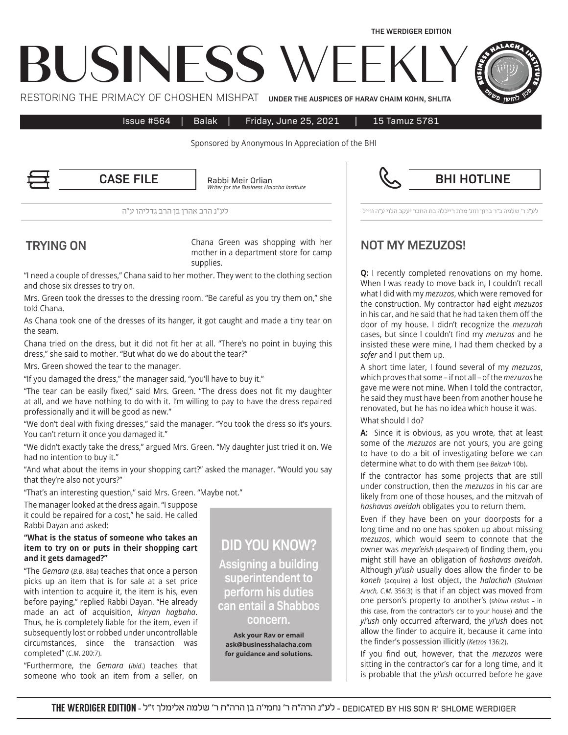THE WERDIGER EDITION

# BUSINESS WEEKLY

RESTORING THE PRIMACY OF CHOSHEN MISHPAT — UNDER THE AUSPICES OF HARAV CHAIM KOHN, SHLITA

Issue #564 | Balak | Friday, June 25, 2021 | 15 Tamuz 5781

Sponsored by Anonymous In Appreciation of the BHI

## CASE FILE

Rabbi Meir Orlian
*Writer for the Business Halacha Institute*

לע"נ הרב אהרן בן הרב גדליהו ע"ה

### TRYING ON

Chana Green was shopping with her mother in a department store for camp supplies.

"I need a couple of dresses," Chana said to her mother. They went to the clothing section and chose six dresses to try on.

Mrs. Green took the dresses to the dressing room. "Be careful as you try them on," she told Chana.

As Chana took one of the dresses of its hanger, it got caught and made a tiny tear on the seam.

Chana tried on the dress, but it did not fit her at all. "There's no point in buying this dress," she said to mother. "But what do we do about the tear?"

Mrs. Green showed the tear to the manager.

"If you damaged the dress," the manager said, "you'll have to buy it."

"The tear can be easily fixed," said Mrs. Green. "The dress does not fit my daughter at all, and we have nothing to do with it. I'm willing to pay to have the dress repaired professionally and it will be good as new."

"We don't deal with fixing dresses," said the manager. "You took the dress so it's yours. You can't return it once you damaged it."

"We didn't exactly take the dress," argued Mrs. Green. "My daughter just tried it on. We had no intention to buy it."

"And what about the items in your shopping cart?" asked the manager. "Would you say that they're also not yours?"

"That's an interesting question," said Mrs. Green. "Maybe not."

The manager looked at the dress again. "I suppose it could be repaired for a cost," he said. He called Rabbi Dayan and asked:

**"What is the status of someone who takes an item to try on or puts in their shopping cart and it gets damaged?"**

"The *Gemara* (*B.B.* 88a) teaches that once a person picks up an item that is for sale at a set price with intention to acquire it, the item is his, even before paying," replied Rabbi Dayan. "He already made an act of acquisition, *kinyan hagbaha*. Thus, he is completely liable for the item, even if subsequently lost or robbed under uncontrollable circumstances, since the transaction was completed" (*C.M.* 200:7).

"Furthermore, the *Gemara* (*ibid.*) teaches that someone who took an item from a seller, on

## DID YOU KNOW?

**Assigning a building superintendent to perform his duties can entail a Shabbos concern.**

**Ask your Rav or email ask@businesshalacha.com for guidance and solutions.**

## BHI HOTLINE

לע"נ ר' שלמה ב"ר ברוך וזוג' מרת רייכלה בת החבר יעקב הלוי ע"ה ווייל

### NOT MY MEZUZOS!

**Q:** I recently completed renovations on my home. When I was ready to move back in, I couldn't recall what I did with my *mezuzos*, which were removed for the construction. My contractor had eight *mezuzos* in his car, and he said that he had taken them off the door of my house. I didn't recognize the *mezuzah* cases, but since I couldn't find my *mezuzos* and he insisted these were mine, I had them checked by a *sofer* and I put them up.

A short time later, I found several of my *mezuzos*, which proves that some – if not all – of the *mezuzos* he gave me were not mine. When I told the contractor, he said they must have been from another house he renovated, but he has no idea which house it was.

What should I do?

**A:** Since it is obvious, as you wrote, that at least some of the *mezuzos* are not yours, you are going to have to do a bit of investigating before we can determine what to do with them (see *Beitzah* 10b).

If the contractor has some projects that are still under construction, then the *mezuzos* in his car are likely from one of those houses, and the mitzvah of *hashavas aveidah* obligates you to return them.

Even if they have been on your doorposts for a long time and no one has spoken up about missing *mezuzos*, which would seem to connote that the owner was *meya'eish* (despaired) of finding them, you might still have an obligation of *hashavas aveidah*. Although *yi'ush* usually does allow the finder to be *koneh* (acquire) a lost object, the *halachah* (*Shulchan Aruch, C.M.* 356:3) is that if an object was moved from one person's property to another's (*shinui reshus* – in this case, from the contractor's car to your house) and the *yi'ush* only occurred afterward, the *yi'ush* does not allow the finder to acquire it, because it came into the finder's possession illicitly (*Ketzos* 136:2).

If you find out, however, that the *mezuzos* were sitting in the contractor's car for a long time, and it is probable that the *yi'ush* occurred before he gave

THE WERDIGER EDITION - לע"נ הרה"ח ר' נחמי'ה בן הרה"ח ר' שלמה אלימלך ז"ל - DEDICATED BY HIS SON R' SHLOME WERDIGER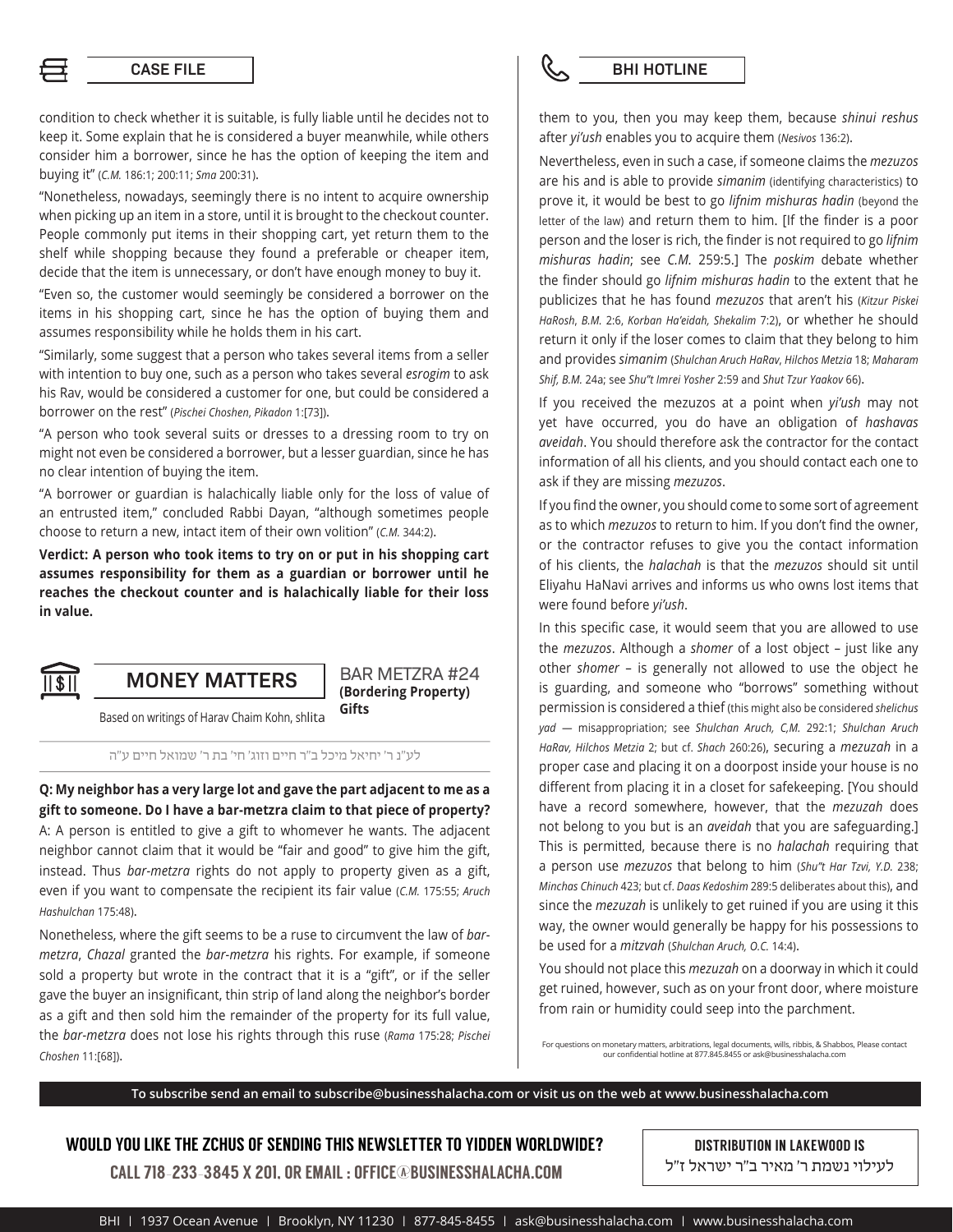## CASE FILE

condition to check whether it is suitable, is fully liable until he decides not to keep it. Some explain that he is considered a buyer meanwhile, while others consider him a borrower, since he has the option of keeping the item and buying it" (*C.M.* 186:1; 200:11; *Sma* 200:31).

"Nonetheless, nowadays, seemingly there is no intent to acquire ownership when picking up an item in a store, until it is brought to the checkout counter. People commonly put items in their shopping cart, yet return them to the shelf while shopping because they found a preferable or cheaper item, decide that the item is unnecessary, or don't have enough money to buy it.

"Even so, the customer would seemingly be considered a borrower on the items in his shopping cart, since he has the option of buying them and assumes responsibility while he holds them in his cart.

"Similarly, some suggest that a person who takes several items from a seller with intention to buy one, such as a person who takes several *esrogim* to ask his Rav, would be considered a customer for one, but could be considered a borrower on the rest" (*Pischei Choshen*, *Pikadon* 1:[73]).

"A person who took several suits or dresses to a dressing room to try on might not even be considered a borrower, but a lesser guardian, since he has no clear intention of buying the item.

"A borrower or guardian is halachically liable only for the loss of value of an entrusted item," concluded Rabbi Dayan, "although sometimes people choose to return a new, intact item of their own volition" (*C.M.* 344:2).

**Verdict: A person who took items to try on or put in his shopping cart assumes responsibility for them as a guardian or borrower until he reaches the checkout counter and is halachically liable for their loss in value.**

## MONEY MATTERS

BAR METZRA #24
**(Bordering Property) Gifts**

Based on writings of Harav Chaim Kohn, shlita

לע"נ ר' יחיאל מיכל ב"ר חיים וזוג' חי' בת ר' שמואל חיים ע"ה

**Q: My neighbor has a very large lot and gave the part adjacent to me as a gift to someone. Do I have a bar-metzra claim to that piece of property?**

A: A person is entitled to give a gift to whomever he wants. The adjacent neighbor cannot claim that it would be "fair and good" to give him the gift, instead. Thus *bar-metzra* rights do not apply to property given as a gift, even if you want to compensate the recipient its fair value (*C.M.* 175:55; *Aruch Hashulchan* 175:48).

Nonetheless, where the gift seems to be a ruse to circumvent the law of *bar-metzra*, *Chazal* granted the *bar-metzra* his rights. For example, if someone sold a property but wrote in the contract that it is a "gift", or if the seller gave the buyer an insignificant, thin strip of land along the neighbor's border as a gift and then sold him the remainder of the property for its full value, the *bar-metzra* does not lose his rights through this ruse (*Rama* 175:28; *Pischei Choshen* 11:[68]).

## BHI HOTLINE

them to you, then you may keep them, because *shinui reshus* after *yi'ush* enables you to acquire them (*Nesivos* 136:2).

Nevertheless, even in such a case, if someone claims the *mezuzos* are his and is able to provide *simanim* (identifying characteristics) to prove it, it would be best to go *lifnim mishuras hadin* (beyond the letter of the law) and return them to him. [If the finder is a poor person and the loser is rich, the finder is not required to go *lifnim mishuras hadin*; see *C.M.* 259:5.] The *poskim* debate whether the finder should go *lifnim mishuras hadin* to the extent that he publicizes that he has found *mezuzos* that aren't his (*Kitzur Piskei HaRosh*, *B.M.* 2:6, *Korban Ha'eidah, Shekalim* 7:2), or whether he should return it only if the loser comes to claim that they belong to him and provides *simanim* (*Shulchan Aruch HaRav*, *Hilchos Metzia* 18; *Maharam Shif, B.M.* 24a; see *Shu"t Imrei Yosher* 2:59 and *Shut Tzur Yaakov* 66).

If you received the mezuzos at a point when *yi'ush* may not yet have occurred, you do have an obligation of *hashavas aveidah*. You should therefore ask the contractor for the contact information of all his clients, and you should contact each one to ask if they are missing *mezuzos*.

If you find the owner, you should come to some sort of agreement as to which *mezuzos* to return to him. If you don't find the owner, or the contractor refuses to give you the contact information of his clients, the *halachah* is that the *mezuzos* should sit until Eliyahu HaNavi arrives and informs us who owns lost items that were found before *yi'ush*.

In this specific case, it would seem that you are allowed to use the *mezuzos*. Although a *shomer* of a lost object – just like any other *shomer* – is generally not allowed to use the object he is guarding, and someone who "borrows" something without permission is considered a thief (this might also be considered *shelichus yad* — misappropriation; see *Shulchan Aruch, C,M.* 292:1; *Shulchan Aruch HaRav, Hilchos Metzia* 2; but cf. *Shach* 260:26), securing a *mezuzah* in a proper case and placing it on a doorpost inside your house is no different from placing it in a closet for safekeeping. [You should have a record somewhere, however, that the *mezuzah* does not belong to you but is an *aveidah* that you are safeguarding.] This is permitted, because there is no *halachah* requiring that a person use *mezuzos* that belong to him (*Shu"t Har Tzvi, Y.D.* 238; *Minchas Chinuch* 423; but cf. *Daas Kedoshim* 289:5 deliberates about this), and since the *mezuzah* is unlikely to get ruined if you are using it this way, the owner would generally be happy for his possessions to be used for a *mitzvah* (*Shulchan Aruch, O.C.* 14:4).

You should not place this *mezuzah* on a doorway in which it could get ruined, however, such as on your front door, where moisture from rain or humidity could seep into the parchment.

For questions on monetary matters, arbitrations, legal documents, wills, ribbis, & Shabbos, Please contact our confidential hotline at 877.845.8455 or ask@businesshalacha.com

**To subscribe send an email to subscribe@businesshalacha.com or visit us on the web at www.businesshalacha.com**

**WOULD YOU LIKE THE ZCHUS OF SENDING THIS NEWSLETTER TO YIDDEN WORLDWIDE?**
**CALL 718-233-3845 X 201, OR EMAIL : OFFICE@BUSINESSHALACHA.COM**

**DISTRIBUTION IN LAKEWOOD IS**
לעילוי נשמת ר' מאיר ב"ר ישראל ז"ל

BHI | 1937 Ocean Avenue | Brooklyn, NY 11230 | 877-845-8455 | ask@businesshalacha.com | www.businesshalacha.com